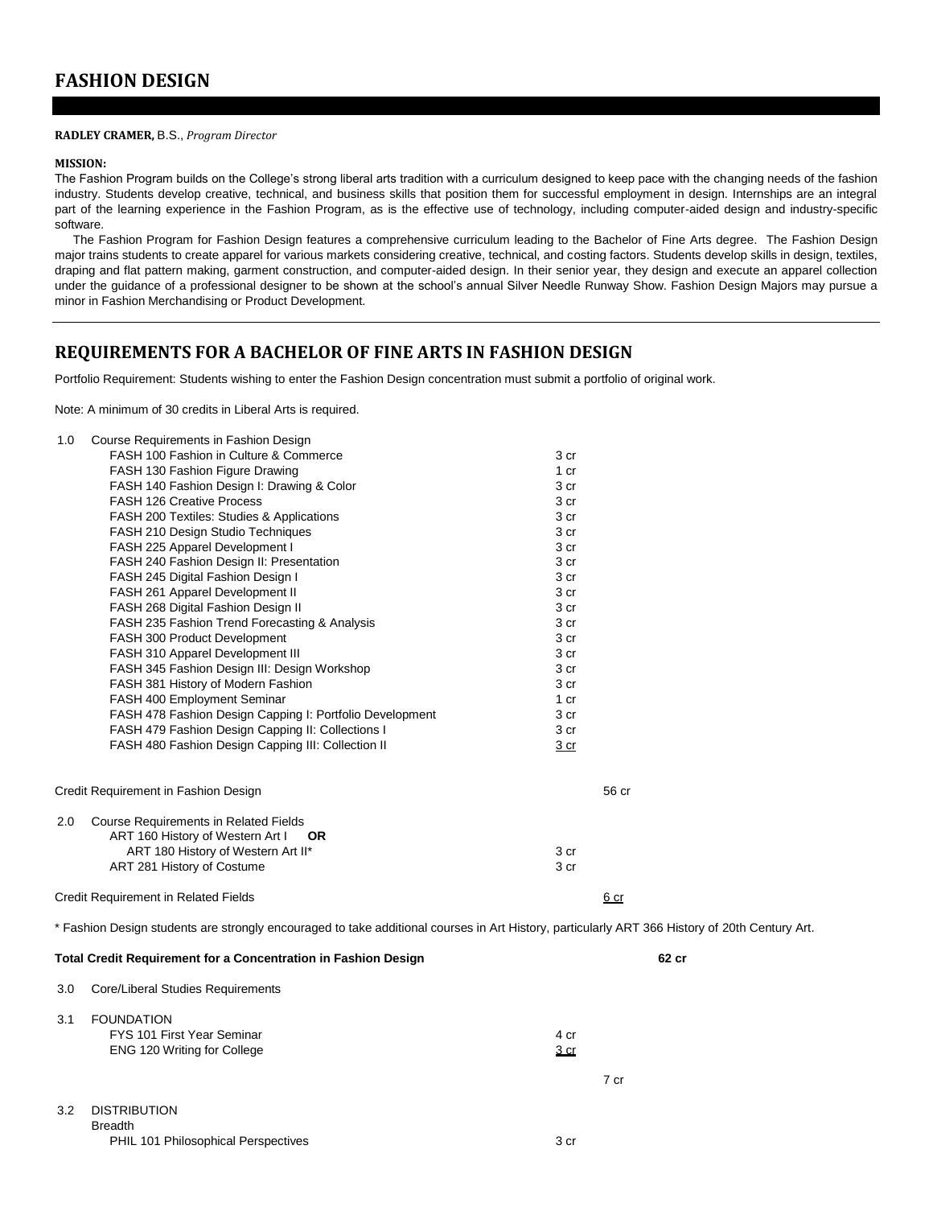# FASHION DESIGN

**RADLEY CRAMER,** B.S., *Program Director*

**MISSION:**

The Fashion Program builds on the College's strong liberal arts tradition with a curriculum designed to keep pace with the changing needs of the fashion industry. Students develop creative, technical, and business skills that position them for successful employment in design. Internships are an integral part of the learning experience in the Fashion Program, as is the effective use of technology, including computer-aided design and industry-specific software.

The Fashion Program for Fashion Design features a comprehensive curriculum leading to the Bachelor of Fine Arts degree. The Fashion Design major trains students to create apparel for various markets considering creative, technical, and costing factors. Students develop skills in design, textiles, draping and flat pattern making, garment construction, and computer-aided design. In their senior year, they design and execute an apparel collection under the guidance of a professional designer to be shown at the school's annual Silver Needle Runway Show. Fashion Design Majors may pursue a minor in Fashion Merchandising or Product Development.

## REQUIREMENTS FOR A BACHELOR OF FINE ARTS IN FASHION DESIGN

Portfolio Requirement: Students wishing to enter the Fashion Design concentration must submit a portfolio of original work.

Note: A minimum of 30 credits in Liberal Arts is required.

| | | | |
|---|---|---|---|
| 1.0 | Course Requirements in Fashion Design | | |
| | FASH 100 Fashion in Culture & Commerce | 3 cr | |
| | FASH 130 Fashion Figure Drawing | 1 cr | |
| | FASH 140 Fashion Design I: Drawing & Color | 3 cr | |
| | FASH 126 Creative Process | 3 cr | |
| | FASH 200 Textiles: Studies & Applications | 3 cr | |
| | FASH 210 Design Studio Techniques | 3 cr | |
| | FASH 225 Apparel Development I | 3 cr | |
| | FASH 240 Fashion Design II: Presentation | 3 cr | |
| | FASH 245 Digital Fashion Design I | 3 cr | |
| | FASH 261 Apparel Development II | 3 cr | |
| | FASH 268 Digital Fashion Design II | 3 cr | |
| | FASH 235 Fashion Trend Forecasting & Analysis | 3 cr | |
| | FASH 300 Product Development | 3 cr | |
| | FASH 310 Apparel Development III | 3 cr | |
| | FASH 345 Fashion Design III: Design Workshop | 3 cr | |
| | FASH 381 History of Modern Fashion | 3 cr | |
| | FASH 400 Employment Seminar | 1 cr | |
| | FASH 478 Fashion Design Capping I: Portfolio Development | 3 cr | |
| | FASH 479 Fashion Design Capping II: Collections I | 3 cr | |
| | FASH 480 Fashion Design Capping III: Collection II | 3 cr | |
| | Credit Requirement in Fashion Design | | 56 cr |
| 2.0 | Course Requirements in Related Fields | | |
| | ART 160 History of Western Art I **OR** ART 180 History of Western Art II* | 3 cr | |
| | ART 281 History of Costume | 3 cr | |
| | Credit Requirement in Related Fields | | 6 cr |

\* Fashion Design students are strongly encouraged to take additional courses in Art History, particularly ART 366 History of 20th Century Art.

**Total Credit Requirement for a Concentration in Fashion Design** **62 cr**

| | | | |
|---|---|---|---|
| 3.0 | Core/Liberal Studies Requirements | | |
| 3.1 | FOUNDATION | | |
| | FYS 101 First Year Seminar | 4 cr | |
| | ENG 120 Writing for College | 3 cr | |
| | | | 7 cr |
| 3.2 | DISTRIBUTION | | |
| | Breadth | | |
| | PHIL 101 Philosophical Perspectives | 3 cr | |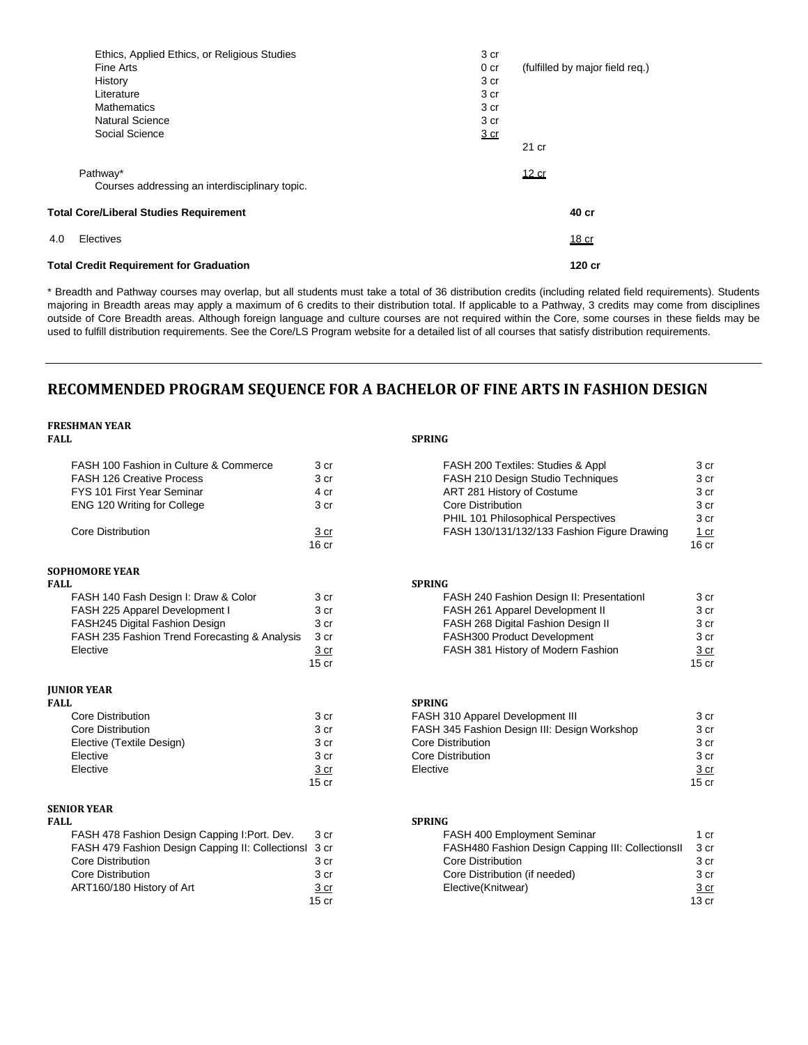| | | | |
|---|---|---|---|
| Ethics, Applied Ethics, or Religious Studies | 3 cr | | |
| Fine Arts | 0 cr | (fulfilled by major field req.) | |
| History | 3 cr | | |
| Literature | 3 cr | | |
| Mathematics | 3 cr | | |
| Natural Science | 3 cr | | |
| Social Science | 3 cr | | |
| | | 21 cr | |
| Pathway* Courses addressing an interdisciplinary topic. | | 12 cr | |
| **Total Core/Liberal Studies Requirement** | | | **40 cr** |
| 4.0 Electives | | | 18 cr |
| **Total Credit Requirement for Graduation** | | | **120 cr** |

* Breadth and Pathway courses may overlap, but all students must take a total of 36 distribution credits (including related field requirements). Students majoring in Breadth areas may apply a maximum of 6 credits to their distribution total. If applicable to a Pathway, 3 credits may come from disciplines outside of Core Breadth areas. Although foreign language and culture courses are not required within the Core, some courses in these fields may be used to fulfill distribution requirements. See the Core/LS Program website for a detailed list of all courses that satisfy distribution requirements.

---

## RECOMMENDED PROGRAM SEQUENCE FOR A BACHELOR OF FINE ARTS IN FASHION DESIGN

### FRESHMAN YEAR

| FALL | | SPRING | |
|---|---|---|---|
| FASH 100 Fashion in Culture & Commerce | 3 cr | FASH 200 Textiles: Studies & Appl | 3 cr |
| FASH 126 Creative Process | 3 cr | FASH 210 Design Studio Techniques | 3 cr |
| FYS 101 First Year Seminar | 4 cr | ART 281 History of Costume | 3 cr |
| ENG 120 Writing for College | 3 cr | Core Distribution | 3 cr |
| | | PHIL 101 Philosophical Perspectives | 3 cr |
| Core Distribution | 3 cr | FASH 130/131/132/133 Fashion Figure Drawing | 1 cr |
| | 16 cr | | 16 cr |

### SOPHOMORE YEAR

| FALL | | SPRING | |
|---|---|---|---|
| FASH 140 Fash Design I: Draw & Color | 3 cr | FASH 240 Fashion Design II: PresentationI | 3 cr |
| FASH 225 Apparel Development I | 3 cr | FASH 261 Apparel Development II | 3 cr |
| FASH245 Digital Fashion Design | 3 cr | FASH 268 Digital Fashion Design II | 3 cr |
| FASH 235 Fashion Trend Forecasting & Analysis | 3 cr | FASH300 Product Development | 3 cr |
| Elective | 3 cr | FASH 381 History of Modern Fashion | 3 cr |
| | 15 cr | | 15 cr |

### JUNIOR YEAR

| FALL | | SPRING | |
|---|---|---|---|
| Core Distribution | 3 cr | FASH 310 Apparel Development III | 3 cr |
| Core Distribution | 3 cr | FASH 345 Fashion Design III: Design Workshop | 3 cr |
| Elective (Textile Design) | 3 cr | Core Distribution | 3 cr |
| Elective | 3 cr | Core Distribution | 3 cr |
| Elective | 3 cr | Elective | 3 cr |
| | 15 cr | | 15 cr |

### SENIOR YEAR

| FALL | | SPRING | |
|---|---|---|---|
| FASH 478 Fashion Design Capping I:Port. Dev. | 3 cr | FASH 400 Employment Seminar | 1 cr |
| FASH 479 Fashion Design Capping II: CollectionsI | 3 cr | FASH480 Fashion Design Capping III: CollectionsII | 3 cr |
| Core Distribution | 3 cr | Core Distribution | 3 cr |
| Core Distribution | 3 cr | Core Distribution (if needed) | 3 cr |
| ART160/180 History of Art | 3 cr | Elective(Knitwear) | 3 cr |
| | 15 cr | | 13 cr |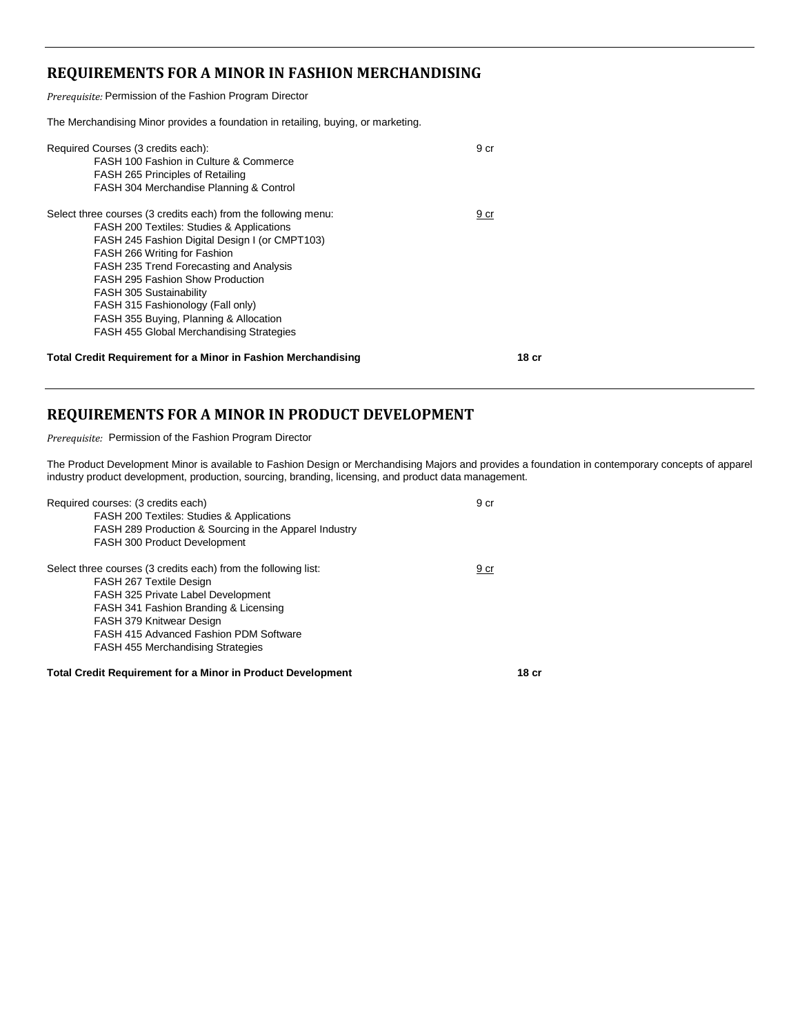## REQUIREMENTS FOR A MINOR IN FASHION MERCHANDISING

*Prerequisite:* Permission of the Fashion Program Director

The Merchandising Minor provides a foundation in retailing, buying, or marketing.

Required Courses (3 credits each): 9 cr

- FASH 100 Fashion in Culture & Commerce
- FASH 265 Principles of Retailing
- FASH 304 Merchandise Planning & Control

Select three courses (3 credits each) from the following menu: 9 cr

- FASH 200 Textiles: Studies & Applications
- FASH 245 Fashion Digital Design I (or CMPT103)
- FASH 266 Writing for Fashion
- FASH 235 Trend Forecasting and Analysis
- FASH 295 Fashion Show Production
- FASH 305 Sustainability
- FASH 315 Fashionology (Fall only)
- FASH 355 Buying, Planning & Allocation
- FASH 455 Global Merchandising Strategies

**Total Credit Requirement for a Minor in Fashion Merchandising 18 cr**

---

## REQUIREMENTS FOR A MINOR IN PRODUCT DEVELOPMENT

*Prerequisite:* Permission of the Fashion Program Director

The Product Development Minor is available to Fashion Design or Merchandising Majors and provides a foundation in contemporary concepts of apparel industry product development, production, sourcing, branding, licensing, and product data management.

Required courses: (3 credits each) 9 cr

- FASH 200 Textiles: Studies & Applications
- FASH 289 Production & Sourcing in the Apparel Industry
- FASH 300 Product Development

Select three courses (3 credits each) from the following list: 9 cr

- FASH 267 Textile Design
- FASH 325 Private Label Development
- FASH 341 Fashion Branding & Licensing
- FASH 379 Knitwear Design
- FASH 415 Advanced Fashion PDM Software
- FASH 455 Merchandising Strategies

**Total Credit Requirement for a Minor in Product Development 18 cr**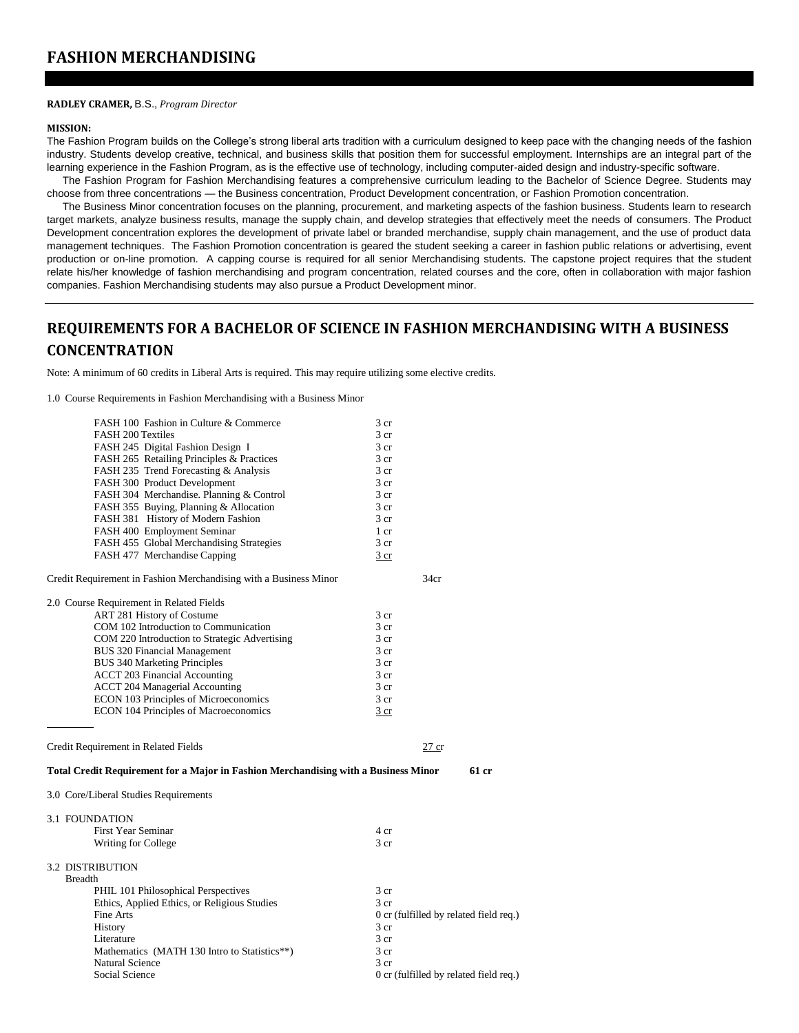# FASHION MERCHANDISING

**RADLEY CRAMER,** B.S., *Program Director*

**MISSION:**

The Fashion Program builds on the College's strong liberal arts tradition with a curriculum designed to keep pace with the changing needs of the fashion industry. Students develop creative, technical, and business skills that position them for successful employment. Internships are an integral part of the learning experience in the Fashion Program, as is the effective use of technology, including computer-aided design and industry-specific software.

The Fashion Program for Fashion Merchandising features a comprehensive curriculum leading to the Bachelor of Science Degree. Students may choose from three concentrations — the Business concentration, Product Development concentration, or Fashion Promotion concentration.

The Business Minor concentration focuses on the planning, procurement, and marketing aspects of the fashion business. Students learn to research target markets, analyze business results, manage the supply chain, and develop strategies that effectively meet the needs of consumers. The Product Development concentration explores the development of private label or branded merchandise, supply chain management, and the use of product data management techniques. The Fashion Promotion concentration is geared the student seeking a career in fashion public relations or advertising, event production or on-line promotion. A capping course is required for all senior Merchandising students. The capstone project requires that the student relate his/her knowledge of fashion merchandising and program concentration, related courses and the core, often in collaboration with major fashion companies. Fashion Merchandising students may also pursue a Product Development minor.

## REQUIREMENTS FOR A BACHELOR OF SCIENCE IN FASHION MERCHANDISING WITH A BUSINESS CONCENTRATION

Note: A minimum of 60 credits in Liberal Arts is required. This may require utilizing some elective credits.

1.0 Course Requirements in Fashion Merchandising with a Business Minor

| Course | Credits |
|---|---|
| FASH 100 Fashion in Culture & Commerce | 3 cr |
| FASH 200 Textiles | 3 cr |
| FASH 245 Digital Fashion Design I | 3 cr |
| FASH 265 Retailing Principles & Practices | 3 cr |
| FASH 235 Trend Forecasting & Analysis | 3 cr |
| FASH 300 Product Development | 3 cr |
| FASH 304 Merchandise. Planning & Control | 3 cr |
| FASH 355 Buying, Planning & Allocation | 3 cr |
| FASH 381 History of Modern Fashion | 3 cr |
| FASH 400 Employment Seminar | 1 cr |
| FASH 455 Global Merchandising Strategies | 3 cr |
| FASH 477 Merchandise Capping | 3 cr |

Credit Requirement in Fashion Merchandising with a Business Minor 34cr

2.0 Course Requirement in Related Fields

| Course | Credits |
|---|---|
| ART 281 History of Costume | 3 cr |
| COM 102 Introduction to Communication | 3 cr |
| COM 220 Introduction to Strategic Advertising | 3 cr |
| BUS 320 Financial Management | 3 cr |
| BUS 340 Marketing Principles | 3 cr |
| ACCT 203 Financial Accounting | 3 cr |
| ACCT 204 Managerial Accounting | 3 cr |
| ECON 103 Principles of Microeconomics | 3 cr |
| ECON 104 Principles of Macroeconomics | 3 cr |

Credit Requirement in Related Fields 27 cr

**Total Credit Requirement for a Major in Fashion Merchandising with a Business Minor 61 cr**

3.0 Core/Liberal Studies Requirements

3.1 FOUNDATION

| Course | Credits |
|---|---|
| First Year Seminar | 4 cr |
| Writing for College | 3 cr |

3.2 DISTRIBUTION

Breadth

| Course | Credits |
|---|---|
| PHIL 101 Philosophical Perspectives | 3 cr |
| Ethics, Applied Ethics, or Religious Studies | 3 cr |
| Fine Arts | 0 cr (fulfilled by related field req.) |
| History | 3 cr |
| Literature | 3 cr |
| Mathematics (MATH 130 Intro to Statistics**) | 3 cr |
| Natural Science | 3 cr |
| Social Science | 0 cr (fulfilled by related field req.) |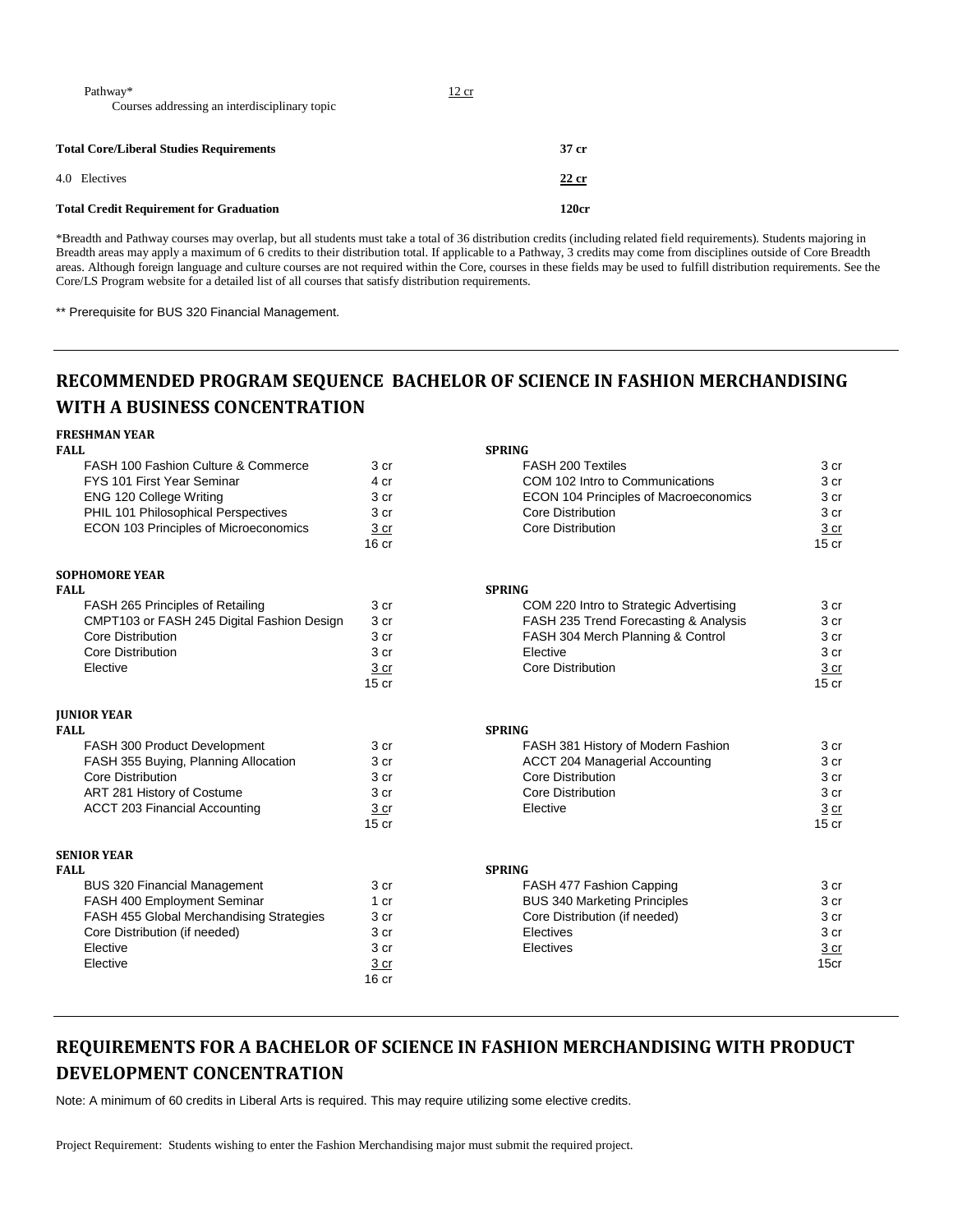| | | |
|---|---|---|
| Pathway* <br> Courses addressing an interdisciplinary topic | 12 cr | |
| **Total Core/Liberal Studies Requirements** | | **37 cr** |
| 4.0 Electives | | **22 cr** |
| **Total Credit Requirement for Graduation** | | **120cr** |

*Breadth and Pathway courses may overlap, but all students must take a total of 36 distribution credits (including related field requirements). Students majoring in Breadth areas may apply a maximum of 6 credits to their distribution total. If applicable to a Pathway, 3 credits may come from disciplines outside of Core Breadth areas. Although foreign language and culture courses are not required within the Core, courses in these fields may be used to fulfill distribution requirements. See the Core/LS Program website for a detailed list of all courses that satisfy distribution requirements.

** Prerequisite for BUS 320 Financial Management.

## RECOMMENDED PROGRAM SEQUENCE BACHELOR OF SCIENCE IN FASHION MERCHANDISING WITH A BUSINESS CONCENTRATION

### FRESHMAN YEAR

| FALL | | SPRING | |
|---|---|---|---|
| FASH 100 Fashion Culture & Commerce | 3 cr | FASH 200 Textiles | 3 cr |
| FYS 101 First Year Seminar | 4 cr | COM 102 Intro to Communications | 3 cr |
| ENG 120 College Writing | 3 cr | ECON 104 Principles of Macroeconomics | 3 cr |
| PHIL 101 Philosophical Perspectives | 3 cr | Core Distribution | 3 cr |
| ECON 103 Principles of Microeconomics | 3 cr | Core Distribution | 3 cr |
| | 16 cr | | 15 cr |

### SOPHOMORE YEAR

| FALL | | SPRING | |
|---|---|---|---|
| FASH 265 Principles of Retailing | 3 cr | COM 220 Intro to Strategic Advertising | 3 cr |
| CMPT103 or FASH 245 Digital Fashion Design | 3 cr | FASH 235 Trend Forecasting & Analysis | 3 cr |
| Core Distribution | 3 cr | FASH 304 Merch Planning & Control | 3 cr |
| Core Distribution | 3 cr | Elective | 3 cr |
| Elective | 3 cr | Core Distribution | 3 cr |
| | 15 cr | | 15 cr |

### JUNIOR YEAR

| FALL | | SPRING | |
|---|---|---|---|
| FASH 300 Product Development | 3 cr | FASH 381 History of Modern Fashion | 3 cr |
| FASH 355 Buying, Planning Allocation | 3 cr | ACCT 204 Managerial Accounting | 3 cr |
| Core Distribution | 3 cr | Core Distribution | 3 cr |
| ART 281 History of Costume | 3 cr | Core Distribution | 3 cr |
| ACCT 203 Financial Accounting | 3 cr | Elective | 3 cr |
| | 15 cr | | 15 cr |

### SENIOR YEAR

| FALL | | SPRING | |
|---|---|---|---|
| BUS 320 Financial Management | 3 cr | FASH 477 Fashion Capping | 3 cr |
| FASH 400 Employment Seminar | 1 cr | BUS 340 Marketing Principles | 3 cr |
| FASH 455 Global Merchandising Strategies | 3 cr | Core Distribution (if needed) | 3 cr |
| Core Distribution (if needed) | 3 cr | Electives | 3 cr |
| Elective | 3 cr | Electives | 3 cr |
| Elective | 3 cr | | 15cr |
| | 16 cr | | |

## REQUIREMENTS FOR A BACHELOR OF SCIENCE IN FASHION MERCHANDISING WITH PRODUCT DEVELOPMENT CONCENTRATION

Note: A minimum of 60 credits in Liberal Arts is required. This may require utilizing some elective credits.

Project Requirement: Students wishing to enter the Fashion Merchandising major must submit the required project.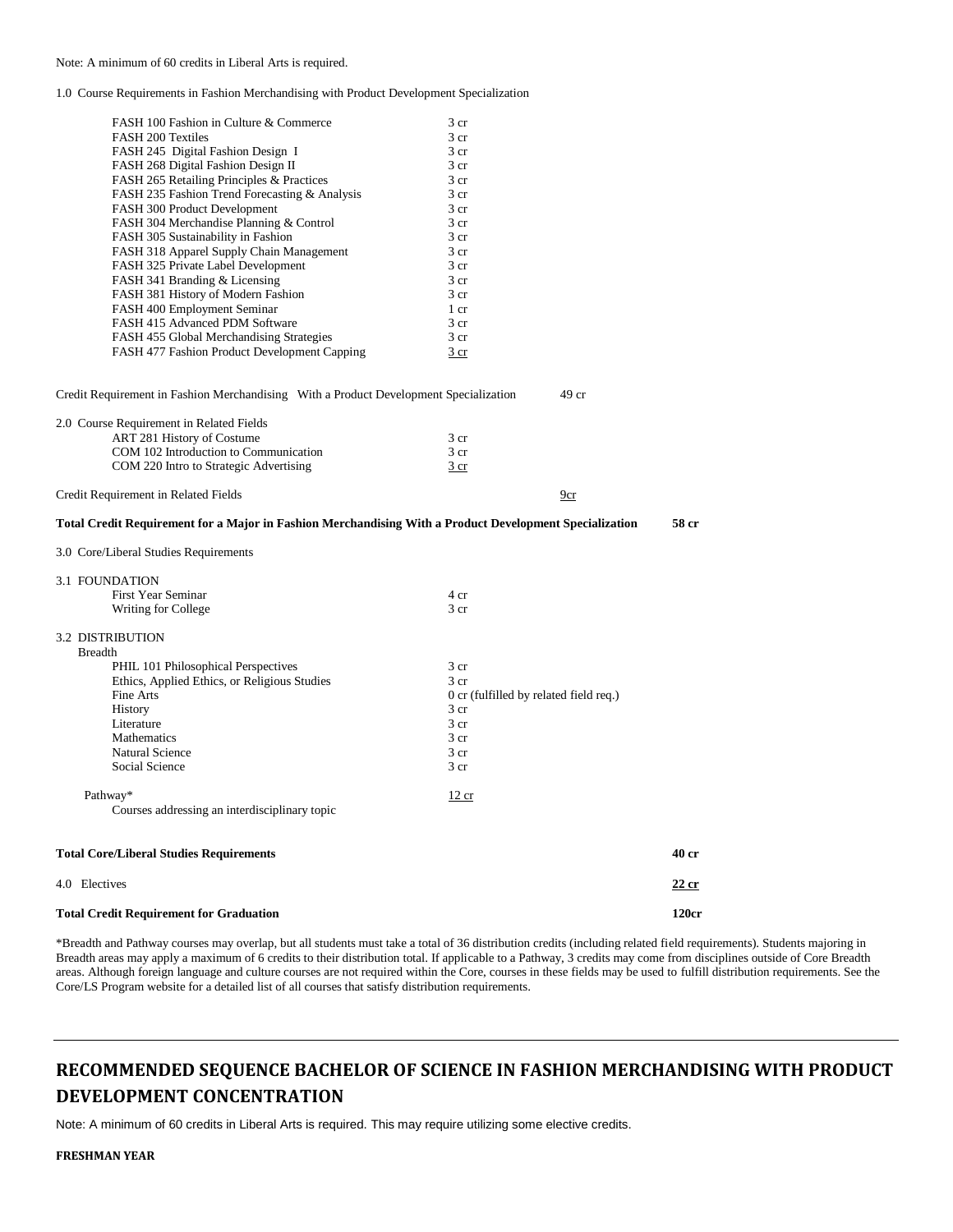Note: A minimum of 60 credits in Liberal Arts is required.

1.0 Course Requirements in Fashion Merchandising with Product Development Specialization

| Course | Credits |
|---|---|
| FASH 100 Fashion in Culture & Commerce | 3 cr |
| FASH 200 Textiles | 3 cr |
| FASH 245 Digital Fashion Design I | 3 cr |
| FASH 268 Digital Fashion Design II | 3 cr |
| FASH 265 Retailing Principles & Practices | 3 cr |
| FASH 235 Fashion Trend Forecasting & Analysis | 3 cr |
| FASH 300 Product Development | 3 cr |
| FASH 304 Merchandise Planning & Control | 3 cr |
| FASH 305 Sustainability in Fashion | 3 cr |
| FASH 318 Apparel Supply Chain Management | 3 cr |
| FASH 325 Private Label Development | 3 cr |
| FASH 341 Branding & Licensing | 3 cr |
| FASH 381 History of Modern Fashion | 3 cr |
| FASH 400 Employment Seminar | 1 cr |
| FASH 415 Advanced PDM Software | 3 cr |
| FASH 455 Global Merchandising Strategies | 3 cr |
| FASH 477 Fashion Product Development Capping | 3 cr |

Credit Requirement in Fashion Merchandising With a Product Development Specialization 49 cr

2.0 Course Requirement in Related Fields

| Course | Credits |
|---|---|
| ART 281 History of Costume | 3 cr |
| COM 102 Introduction to Communication | 3 cr |
| COM 220 Intro to Strategic Advertising | 3 cr |

Credit Requirement in Related Fields 9cr

**Total Credit Requirement for a Major in Fashion Merchandising With a Product Development Specialization 58 cr**

3.0 Core/Liberal Studies Requirements

3.1 FOUNDATION

| Course | Credits |
|---|---|
| First Year Seminar | 4 cr |
| Writing for College | 3 cr |

3.2 DISTRIBUTION

Breadth

| Course | Credits |
|---|---|
| PHIL 101 Philosophical Perspectives | 3 cr |
| Ethics, Applied Ethics, or Religious Studies | 3 cr |
| Fine Arts | 0 cr (fulfilled by related field req.) |
| History | 3 cr |
| Literature | 3 cr |
| Mathematics | 3 cr |
| Natural Science | 3 cr |
| Social Science | 3 cr |

Pathway* 12 cr

Courses addressing an interdisciplinary topic

**Total Core/Liberal Studies Requirements 40 cr**

4.0 Electives 22 cr

**Total Credit Requirement for Graduation 120cr**

*Breadth and Pathway courses may overlap, but all students must take a total of 36 distribution credits (including related field requirements). Students majoring in Breadth areas may apply a maximum of 6 credits to their distribution total. If applicable to a Pathway, 3 credits may come from disciplines outside of Core Breadth areas. Although foreign language and culture courses are not required within the Core, courses in these fields may be used to fulfill distribution requirements. See the Core/LS Program website for a detailed list of all courses that satisfy distribution requirements.

---

## RECOMMENDED SEQUENCE BACHELOR OF SCIENCE IN FASHION MERCHANDISING WITH PRODUCT DEVELOPMENT CONCENTRATION

Note: A minimum of 60 credits in Liberal Arts is required. This may require utilizing some elective credits.

**FRESHMAN YEAR**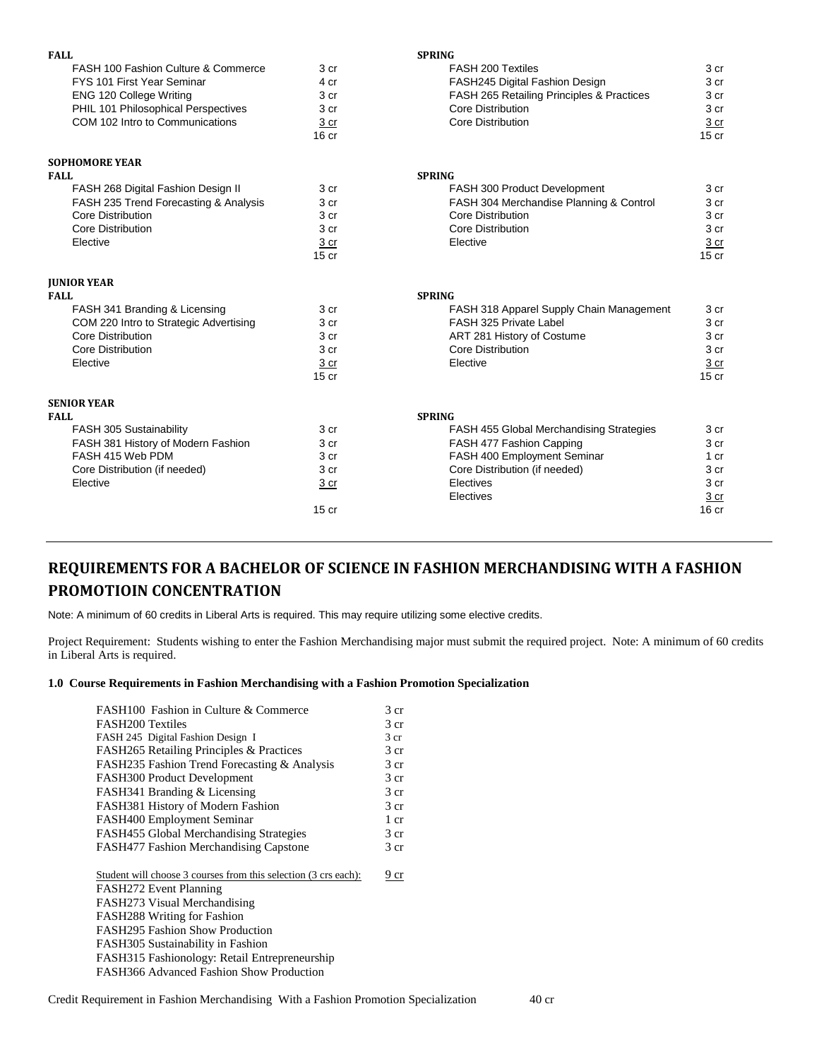| FALL | | SPRING | |
|---|---|---|---|
| FASH 100 Fashion Culture & Commerce | 3 cr | FASH 200 Textiles | 3 cr |
| FYS 101 First Year Seminar | 4 cr | FASH245 Digital Fashion Design | 3 cr |
| ENG 120 College Writing | 3 cr | FASH 265 Retailing Principles & Practices | 3 cr |
| PHIL 101 Philosophical Perspectives | 3 cr | Core Distribution | 3 cr |
| COM 102 Intro to Communications | 3 cr | Core Distribution | 3 cr |
| | 16 cr | | 15 cr |

**SOPHOMORE YEAR**

| FALL | | SPRING | |
|---|---|---|---|
| FASH 268 Digital Fashion Design II | 3 cr | FASH 300 Product Development | 3 cr |
| FASH 235 Trend Forecasting & Analysis | 3 cr | FASH 304 Merchandise Planning & Control | 3 cr |
| Core Distribution | 3 cr | Core Distribution | 3 cr |
| Core Distribution | 3 cr | Core Distribution | 3 cr |
| Elective | 3 cr | Elective | 3 cr |
| | 15 cr | | 15 cr |

**JUNIOR YEAR**

| FALL | | SPRING | |
|---|---|---|---|
| FASH 341 Branding & Licensing | 3 cr | FASH 318 Apparel Supply Chain Management | 3 cr |
| COM 220 Intro to Strategic Advertising | 3 cr | FASH 325 Private Label | 3 cr |
| Core Distribution | 3 cr | ART 281 History of Costume | 3 cr |
| Core Distribution | 3 cr | Core Distribution | 3 cr |
| Elective | 3 cr | Elective | 3 cr |
| | 15 cr | | 15 cr |

**SENIOR YEAR**

| FALL | | SPRING | |
|---|---|---|---|
| FASH 305 Sustainability | 3 cr | FASH 455 Global Merchandising Strategies | 3 cr |
| FASH 381 History of Modern Fashion | 3 cr | FASH 477 Fashion Capping | 3 cr |
| FASH 415 Web PDM | 3 cr | FASH 400 Employment Seminar | 1 cr |
| Core Distribution (if needed) | 3 cr | Core Distribution (if needed) | 3 cr |
| Elective | 3 cr | Electives | 3 cr |
| | | Electives | 3 cr |
| | 15 cr | | 16 cr |

## REQUIREMENTS FOR A BACHELOR OF SCIENCE IN FASHION MERCHANDISING WITH A FASHION PROMOTIOIN CONCENTRATION

Note: A minimum of 60 credits in Liberal Arts is required. This may require utilizing some elective credits.

Project Requirement: Students wishing to enter the Fashion Merchandising major must submit the required project. Note: A minimum of 60 credits in Liberal Arts is required.

### 1.0 Course Requirements in Fashion Merchandising with a Fashion Promotion Specialization

| Course | Credits |
|---|---|
| FASH100 Fashion in Culture & Commerce | 3 cr |
| FASH200 Textiles | 3 cr |
| FASH 245 Digital Fashion Design I | 3 cr |
| FASH265 Retailing Principles & Practices | 3 cr |
| FASH235 Fashion Trend Forecasting & Analysis | 3 cr |
| FASH300 Product Development | 3 cr |
| FASH341 Branding & Licensing | 3 cr |
| FASH381 History of Modern Fashion | 3 cr |
| FASH400 Employment Seminar | 1 cr |
| FASH455 Global Merchandising Strategies | 3 cr |
| FASH477 Fashion Merchandising Capstone | 3 cr |

Student will choose 3 courses from this selection (3 crs each): 9 cr

- FASH272 Event Planning
- FASH273 Visual Merchandising
- FASH288 Writing for Fashion
- FASH295 Fashion Show Production
- FASH305 Sustainability in Fashion
- FASH315 Fashionology: Retail Entrepreneurship
- FASH366 Advanced Fashion Show Production

Credit Requirement in Fashion Merchandising With a Fashion Promotion Specialization 40 cr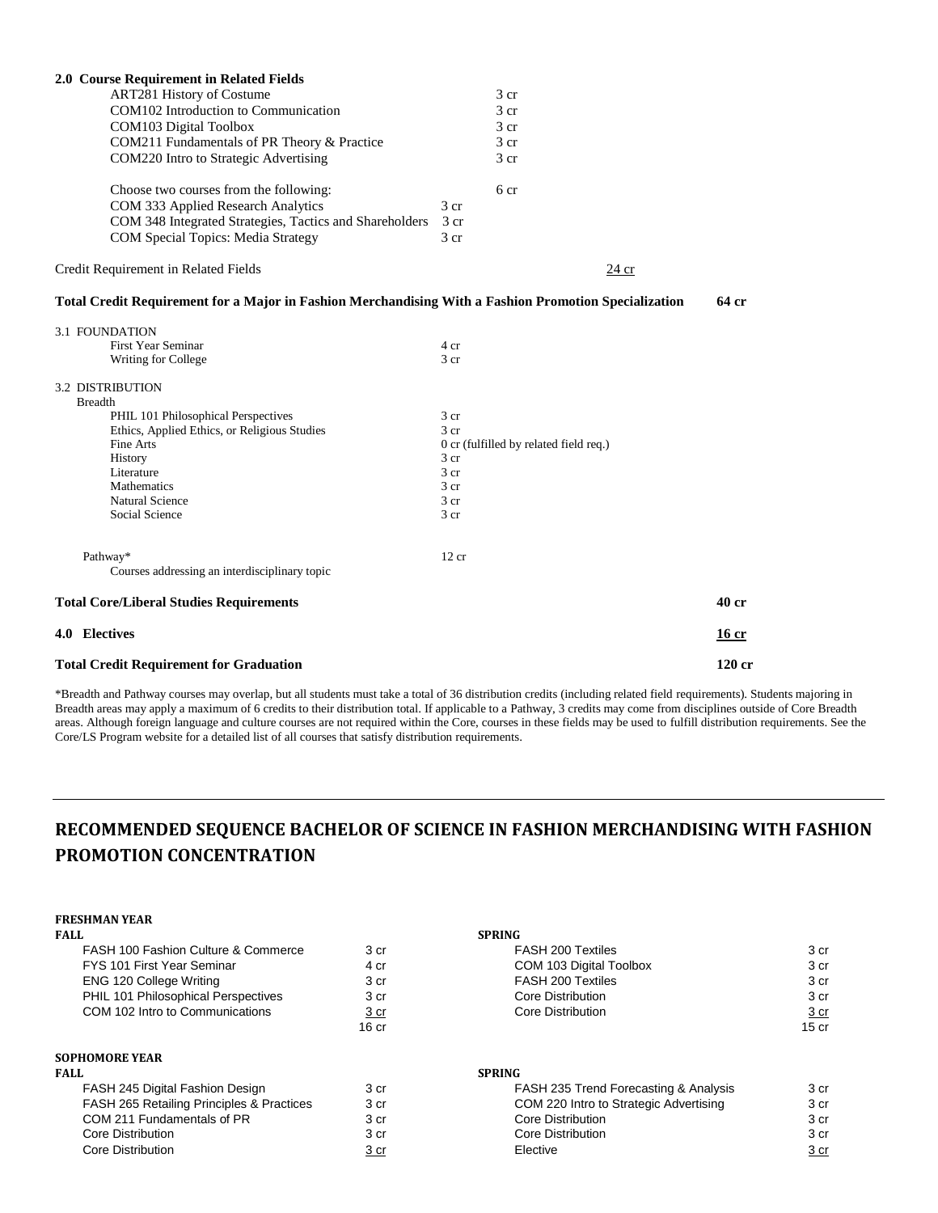**2.0 Course Requirement in Related Fields**

| | | | |
|---|---|---|---|
| ART281 History of Costume | | 3 cr | |
| COM102 Introduction to Communication | | 3 cr | |
| COM103 Digital Toolbox | | 3 cr | |
| COM211 Fundamentals of PR Theory & Practice | | 3 cr | |
| COM220 Intro to Strategic Advertising | | 3 cr | |
| Choose two courses from the following: | | 6 cr | |
| COM 333 Applied Research Analytics | 3 cr | | |
| COM 348 Integrated Strategies, Tactics and Shareholders | 3 cr | | |
| COM Special Topics: Media Strategy | 3 cr | | |
| Credit Requirement in Related Fields | | | 24 cr |

**Total Credit Requirement for a Major in Fashion Merchandising With a Fashion Promotion Specialization** **64 cr**

| | | |
|---|---|---|
| 3.1 FOUNDATION | | |
| First Year Seminar | 4 cr | |
| Writing for College | 3 cr | |
| 3.2 DISTRIBUTION | | |
| Breadth | | |
| PHIL 101 Philosophical Perspectives | 3 cr | |
| Ethics, Applied Ethics, or Religious Studies | 3 cr | |
| Fine Arts | 0 cr (fulfilled by related field req.) | |
| History | 3 cr | |
| Literature | 3 cr | |
| Mathematics | 3 cr | |
| Natural Science | 3 cr | |
| Social Science | 3 cr | |
| Pathway* | 12 cr | |
| Courses addressing an interdisciplinary topic | | |
| **Total Core/Liberal Studies Requirements** | | **40 cr** |
| **4.0 Electives** | | **16 cr** |
| **Total Credit Requirement for Graduation** | | **120 cr** |

*Breadth and Pathway courses may overlap, but all students must take a total of 36 distribution credits (including related field requirements). Students majoring in Breadth areas may apply a maximum of 6 credits to their distribution total. If applicable to a Pathway, 3 credits may come from disciplines outside of Core Breadth areas. Although foreign language and culture courses are not required within the Core, courses in these fields may be used to fulfill distribution requirements. See the Core/LS Program website for a detailed list of all courses that satisfy distribution requirements.

---

## RECOMMENDED SEQUENCE BACHELOR OF SCIENCE IN FASHION MERCHANDISING WITH FASHION PROMOTION CONCENTRATION

**FRESHMAN YEAR**

| FALL | | SPRING | |
|---|---|---|---|
| FASH 100 Fashion Culture & Commerce | 3 cr | FASH 200 Textiles | 3 cr |
| FYS 101 First Year Seminar | 4 cr | COM 103 Digital Toolbox | 3 cr |
| ENG 120 College Writing | 3 cr | FASH 200 Textiles | 3 cr |
| PHIL 101 Philosophical Perspectives | 3 cr | Core Distribution | 3 cr |
| COM 102 Intro to Communications | 3 cr | Core Distribution | 3 cr |
| | 16 cr | | 15 cr |

**SOPHOMORE YEAR**

| FALL | | SPRING | |
|---|---|---|---|
| FASH 245 Digital Fashion Design | 3 cr | FASH 235 Trend Forecasting & Analysis | 3 cr |
| FASH 265 Retailing Principles & Practices | 3 cr | COM 220 Intro to Strategic Advertising | 3 cr |
| COM 211 Fundamentals of PR | 3 cr | Core Distribution | 3 cr |
| Core Distribution | 3 cr | Core Distribution | 3 cr |
| Core Distribution | 3 cr | Elective | 3 cr |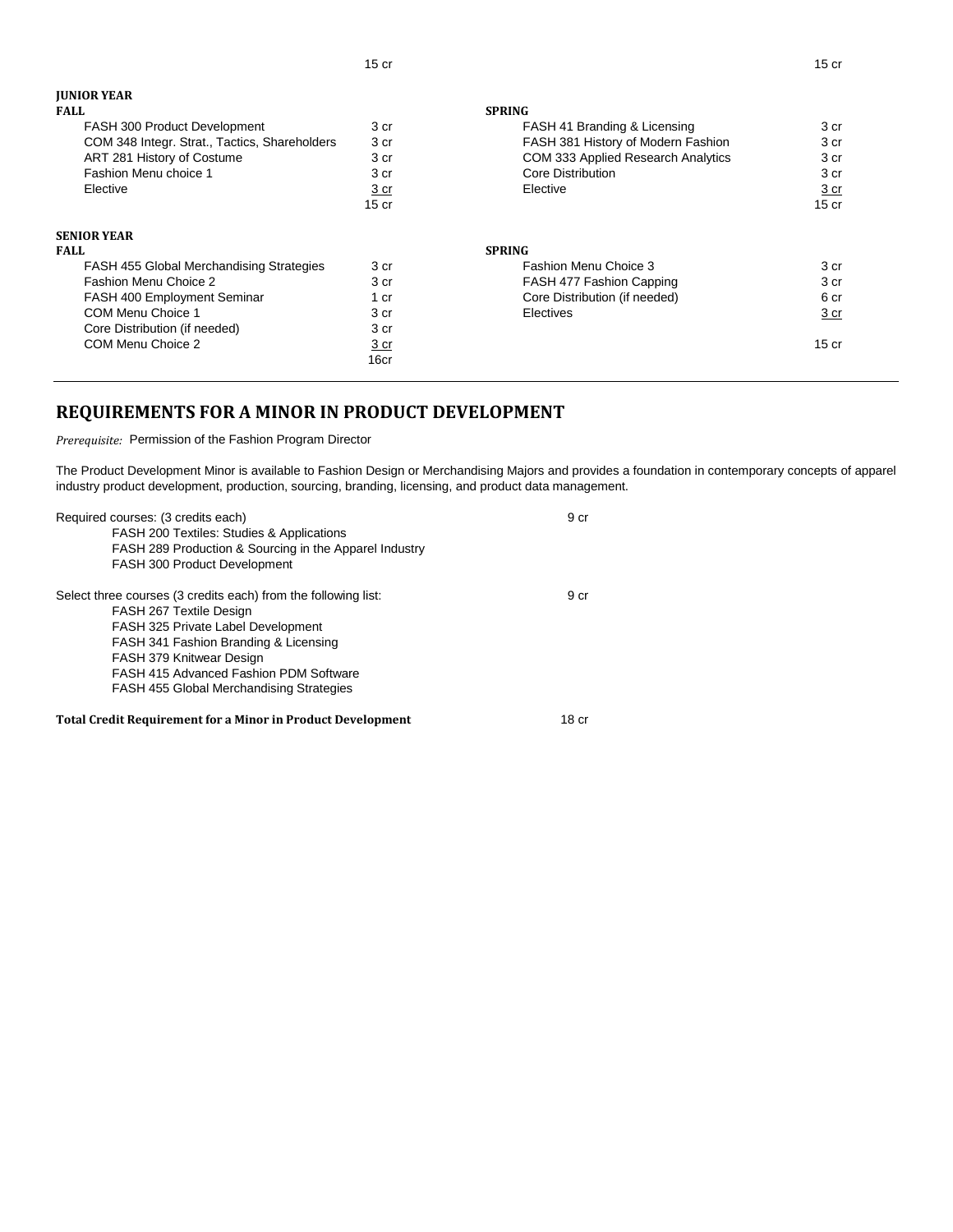| | | | |
|---|---|---|---|
| | 15 cr | | 15 cr |

**JUNIOR YEAR**

| FALL | | SPRING | |
|---|---|---|---|
| FASH 300 Product Development | 3 cr | FASH 41 Branding & Licensing | 3 cr |
| COM 348 Integr. Strat., Tactics, Shareholders | 3 cr | FASH 381 History of Modern Fashion | 3 cr |
| ART 281 History of Costume | 3 cr | COM 333 Applied Research Analytics | 3 cr |
| Fashion Menu choice 1 | 3 cr | Core Distribution | 3 cr |
| Elective | 3 cr | Elective | 3 cr |
| | 15 cr | | 15 cr |

**SENIOR YEAR**

| FALL | | SPRING | |
|---|---|---|---|
| FASH 455 Global Merchandising Strategies | 3 cr | Fashion Menu Choice 3 | 3 cr |
| Fashion Menu Choice 2 | 3 cr | FASH 477 Fashion Capping | 3 cr |
| FASH 400 Employment Seminar | 1 cr | Core Distribution (if needed) | 6 cr |
| COM Menu Choice 1 | 3 cr | Electives | 3 cr |
| Core Distribution (if needed) | 3 cr | | |
| COM Menu Choice 2 | 3 cr | | 15 cr |
| | 16cr | | |

## REQUIREMENTS FOR A MINOR IN PRODUCT DEVELOPMENT

*Prerequisite:* Permission of the Fashion Program Director

The Product Development Minor is available to Fashion Design or Merchandising Majors and provides a foundation in contemporary concepts of apparel industry product development, production, sourcing, branding, licensing, and product data management.

Required courses: (3 credits each) — 9 cr

- FASH 200 Textiles: Studies & Applications
- FASH 289 Production & Sourcing in the Apparel Industry
- FASH 300 Product Development

Select three courses (3 credits each) from the following list: — 9 cr

- FASH 267 Textile Design
- FASH 325 Private Label Development
- FASH 341 Fashion Branding & Licensing
- FASH 379 Knitwear Design
- FASH 415 Advanced Fashion PDM Software
- FASH 455 Global Merchandising Strategies

**Total Credit Requirement for a Minor in Product Development** — 18 cr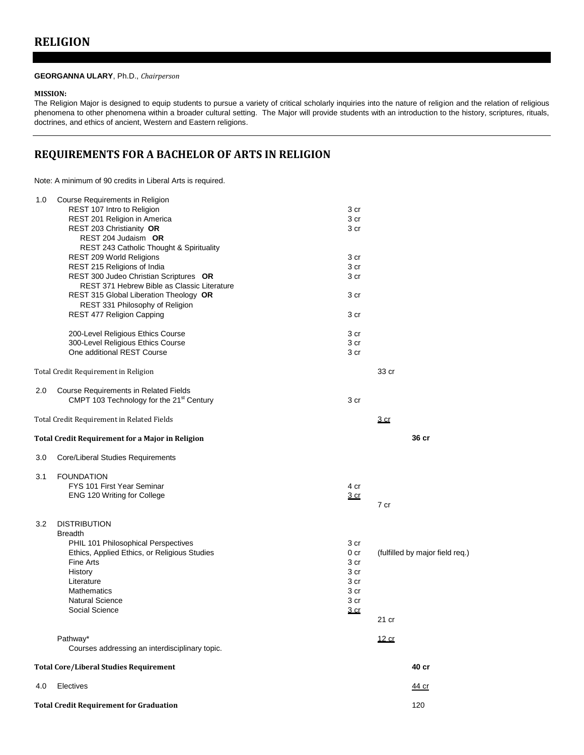# RELIGION

**GEORGANNA ULARY**, Ph.D., *Chairperson*

**MISSION:**
The Religion Major is designed to equip students to pursue a variety of critical scholarly inquiries into the nature of religion and the relation of religious phenomena to other phenomena within a broader cultural setting. The Major will provide students with an introduction to the history, scriptures, rituals, doctrines, and ethics of ancient, Western and Eastern religions.

## REQUIREMENTS FOR A BACHELOR OF ARTS IN RELIGION

Note: A minimum of 90 credits in Liberal Arts is required.

| | | | | |
|---|---|---|---|---|
| 1.0 | Course Requirements in Religion | | | |
| | REST 107 Intro to Religion | 3 cr | | |
| | REST 201 Religion in America | 3 cr | | |
| | REST 203 Christianity **OR** REST 204 Judaism **OR** REST 243 Catholic Thought & Spirituality | 3 cr | | |
| | REST 209 World Religions | 3 cr | | |
| | REST 215 Religions of India | 3 cr | | |
| | REST 300 Judeo Christian Scriptures **OR** REST 371 Hebrew Bible as Classic Literature | 3 cr | | |
| | REST 315 Global Liberation Theology **OR** REST 331 Philosophy of Religion | 3 cr | | |
| | REST 477 Religion Capping | 3 cr | | |
| | 200-Level Religious Ethics Course | 3 cr | | |
| | 300-Level Religious Ethics Course | 3 cr | | |
| | One additional REST Course | 3 cr | | |
| Total Credit Requirement in Religion | | | 33 cr | |
| 2.0 | Course Requirements in Related Fields | | | |
| | CMPT 103 Technology for the 21st Century | 3 cr | | |
| Total Credit Requirement in Related Fields | | | 3 cr | |
| **Total Credit Requirement for a Major in Religion** | | | | **36 cr** |
| 3.0 | Core/Liberal Studies Requirements | | | |
| 3.1 | FOUNDATION | | | |
| | FYS 101 First Year Seminar | 4 cr | | |
| | ENG 120 Writing for College | 3 cr | | |
| | | | 7 cr | |
| 3.2 | DISTRIBUTION | | | |
| | Breadth | | | |
| | PHIL 101 Philosophical Perspectives | 3 cr | | |
| | Ethics, Applied Ethics, or Religious Studies | 0 cr | (fulfilled by major field req.) | |
| | Fine Arts | 3 cr | | |
| | History | 3 cr | | |
| | Literature | 3 cr | | |
| | Mathematics | 3 cr | | |
| | Natural Science | 3 cr | | |
| | Social Science | 3 cr | | |
| | | | 21 cr | |
| | Pathway* | | 12 cr | |
| | Courses addressing an interdisciplinary topic. | | | |
| **Total Core/Liberal Studies Requirement** | | | | **40 cr** |
| 4.0 | Electives | | | 44 cr |
| **Total Credit Requirement for Graduation** | | | | 120 |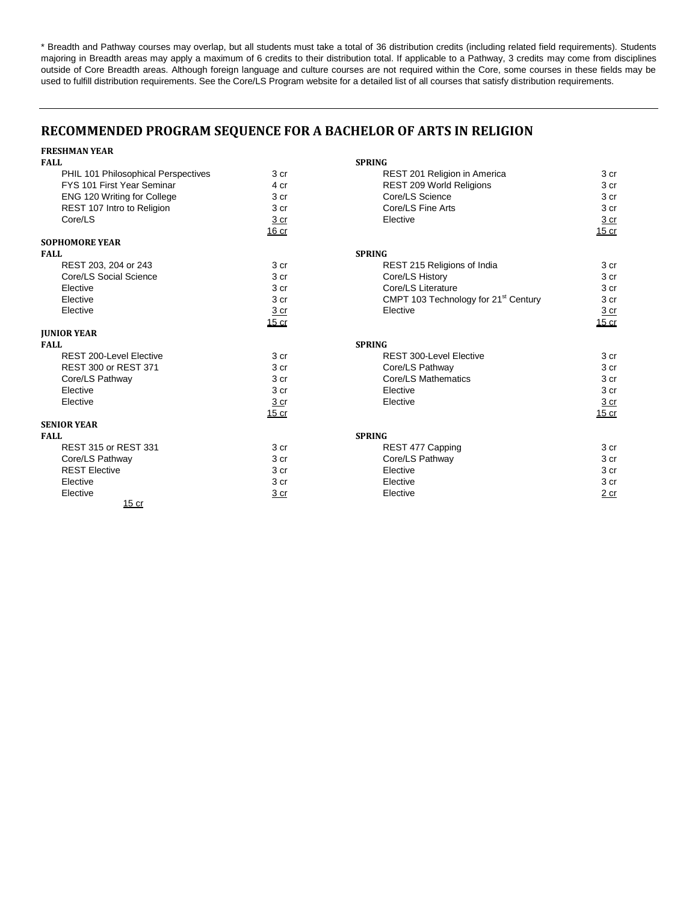* Breadth and Pathway courses may overlap, but all students must take a total of 36 distribution credits (including related field requirements). Students majoring in Breadth areas may apply a maximum of 6 credits to their distribution total. If applicable to a Pathway, 3 credits may come from disciplines outside of Core Breadth areas. Although foreign language and culture courses are not required within the Core, some courses in these fields may be used to fulfill distribution requirements. See the Core/LS Program website for a detailed list of all courses that satisfy distribution requirements.

---

## RECOMMENDED PROGRAM SEQUENCE FOR A BACHELOR OF ARTS IN RELIGION

### FRESHMAN YEAR

| FALL | | SPRING | |
|---|---|---|---|
| PHIL 101 Philosophical Perspectives | 3 cr | REST 201 Religion in America | 3 cr |
| FYS 101 First Year Seminar | 4 cr | REST 209 World Religions | 3 cr |
| ENG 120 Writing for College | 3 cr | Core/LS Science | 3 cr |
| REST 107 Intro to Religion | 3 cr | Core/LS Fine Arts | 3 cr |
| Core/LS | 3 cr | Elective | 3 cr |
| | 16 cr | | 15 cr |

### SOPHOMORE YEAR

| FALL | | SPRING | |
|---|---|---|---|
| REST 203, 204 or 243 | 3 cr | REST 215 Religions of India | 3 cr |
| Core/LS Social Science | 3 cr | Core/LS History | 3 cr |
| Elective | 3 cr | Core/LS Literature | 3 cr |
| Elective | 3 cr | CMPT 103 Technology for 21st Century | 3 cr |
| Elective | 3 cr | Elective | 3 cr |
| | 15 cr | | 15 cr |

### JUNIOR YEAR

| FALL | | SPRING | |
|---|---|---|---|
| REST 200-Level Elective | 3 cr | REST 300-Level Elective | 3 cr |
| REST 300 or REST 371 | 3 cr | Core/LS Pathway | 3 cr |
| Core/LS Pathway | 3 cr | Core/LS Mathematics | 3 cr |
| Elective | 3 cr | Elective | 3 cr |
| Elective | 3 cr | Elective | 3 cr |
| | 15 cr | | 15 cr |

### SENIOR YEAR

| FALL | | SPRING | |
|---|---|---|---|
| REST 315 or REST 331 | 3 cr | REST 477 Capping | 3 cr |
| Core/LS Pathway | 3 cr | Core/LS Pathway | 3 cr |
| REST Elective | 3 cr | Elective | 3 cr |
| Elective | 3 cr | Elective | 3 cr |
| Elective | 3 cr | Elective | 2 cr |
| 15 cr | | | |